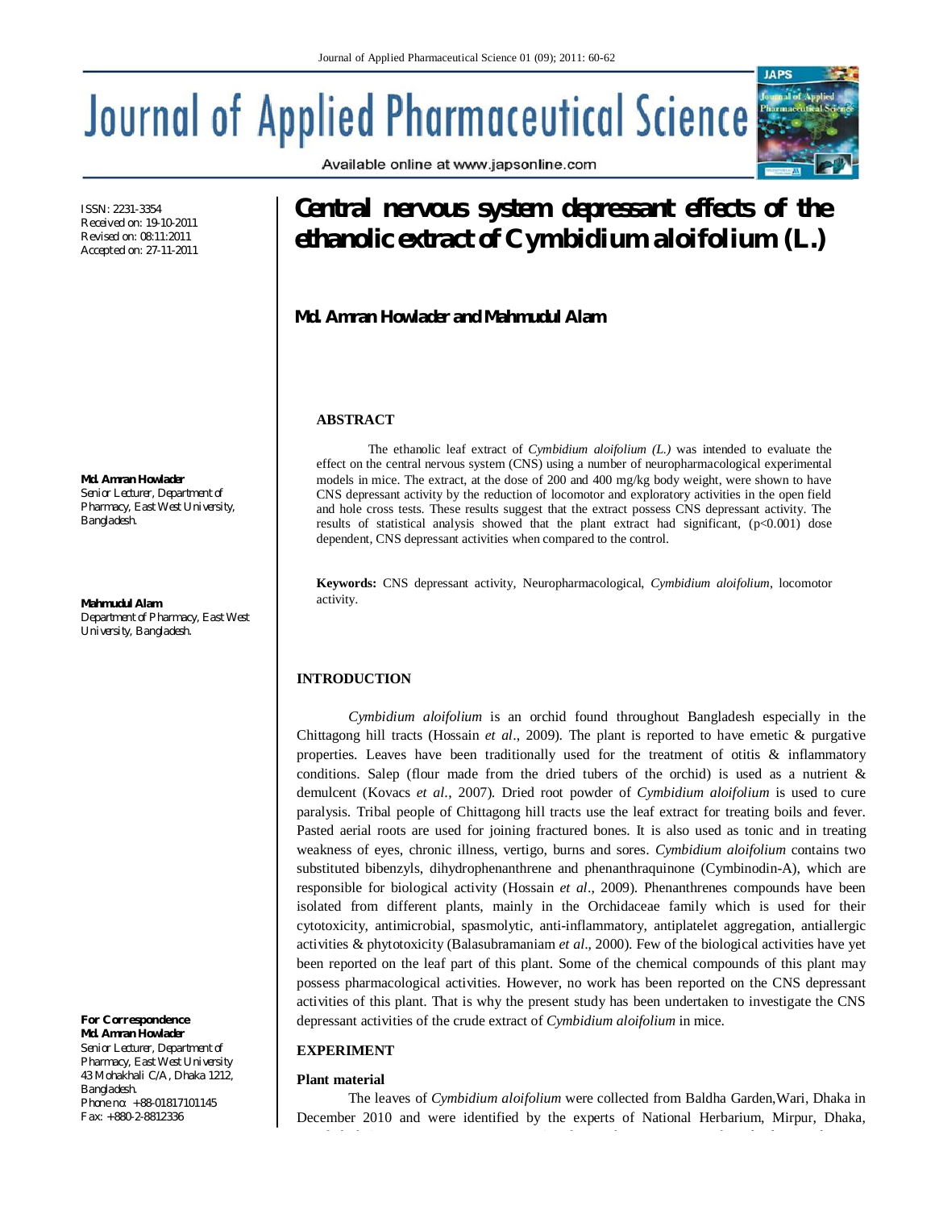ISSN: 2231-3354
Received on: 19-10-2011
Revised on: 08:11:2011
Accepted on: 27-11-2011

# Central nervous system depressant effects of the ethanolic extract of *Cymbidium aloifolium (L.)*

**Md. Amran Howlader and Mahmudul Alam**

**Md. Amran Howlader**
Senior Lecturer, Department of Pharmacy, East West University, Bangladesh.

**Mahmudul Alam**
Department of Pharmacy, East West University, Bangladesh.

**For Correspondence**
**Md. Amran Howlader**
Senior Lecturer, Department of Pharmacy, East West University
43 Mohakhali C/A, Dhaka 1212, Bangladesh.
Phone no: +88-01817101145
Fax: +880-2-8812336

## ABSTRACT

The ethanolic leaf extract of *Cymbidium aloifolium (L.)* was intended to evaluate the effect on the central nervous system (CNS) using a number of neuropharmacological experimental models in mice. The extract, at the dose of 200 and 400 mg/kg body weight, were shown to have CNS depressant activity by the reduction of locomotor and exploratory activities in the open field and hole cross tests. These results suggest that the extract possess CNS depressant activity. The results of statistical analysis showed that the plant extract had significant, ($p<0.001$) dose dependent, CNS depressant activities when compared to the control.

**Keywords:** CNS depressant activity, Neuropharmacological, *Cymbidium aloifolium*, locomotor activity.

## INTRODUCTION

*Cymbidium aloifolium* is an orchid found throughout Bangladesh especially in the Chittagong hill tracts (Hossain *et al*., 2009). The plant is reported to have emetic & purgative properties. Leaves have been traditionally used for the treatment of otitis & inflammatory conditions. Salep (flour made from the dried tubers of the orchid) is used as a nutrient & demulcent (Kovacs *et al.*, 2007). Dried root powder of *Cymbidium aloifolium* is used to cure paralysis. Tribal people of Chittagong hill tracts use the leaf extract for treating boils and fever. Pasted aerial roots are used for joining fractured bones. It is also used as tonic and in treating weakness of eyes, chronic illness, vertigo, burns and sores. *Cymbidium aloifolium* contains two substituted bibenzyls, dihydrophenanthrene and phenanthraquinone (Cymbinodin-A), which are responsible for biological activity (Hossain *et al*., 2009). Phenanthrenes compounds have been isolated from different plants, mainly in the Orchidaceae family which is used for their cytotoxicity, antimicrobial, spasmolytic, anti-inflammatory, antiplatelet aggregation, antiallergic activities & phytotoxicity (Balasubramaniam *et al*., 2000). Few of the biological activities have yet been reported on the leaf part of this plant. Some of the chemical compounds of this plant may possess pharmacological activities. However, no work has been reported on the CNS depressant activities of this plant. That is why the present study has been undertaken to investigate the CNS depressant activities of the crude extract of *Cymbidium aloifolium* in mice.

## EXPERIMENT

### Plant material

The leaves of *Cymbidium aloifolium* were collected from Baldha Garden,Wari, Dhaka in December 2010 and were identified by the experts of National Herbarium, Mirpur, Dhaka,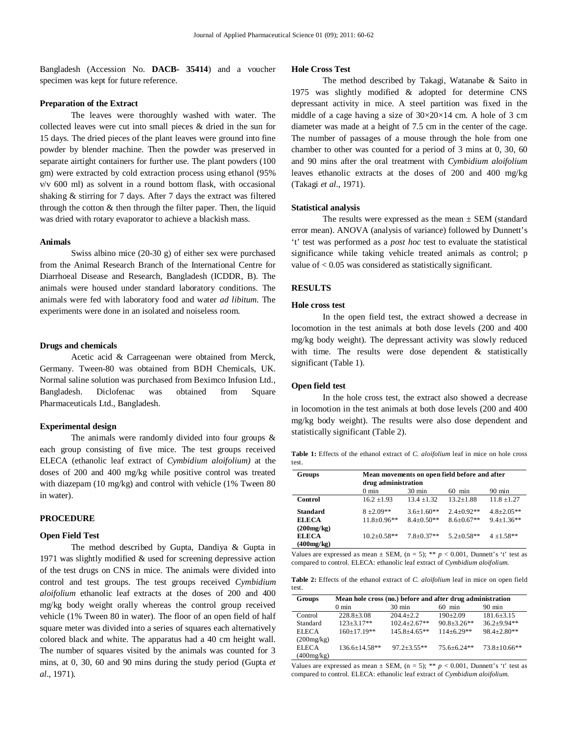Bangladesh (Accession No. **DACB- 35414**) and a voucher specimen was kept for future reference.

### Preparation of the Extract

The leaves were thoroughly washed with water. The collected leaves were cut into small pieces & dried in the sun for 15 days. The dried pieces of the plant leaves were ground into fine powder by blender machine. Then the powder was preserved in separate airtight containers for further use. The plant powders (100 gm) were extracted by cold extraction process using ethanol (95% v/v 600 ml) as solvent in a round bottom flask, with occasional shaking & stirring for 7 days. After 7 days the extract was filtered through the cotton & then through the filter paper. Then, the liquid was dried with rotary evaporator to achieve a blackish mass.

### Animals

Swiss albino mice (20-30 g) of either sex were purchased from the Animal Research Branch of the International Centre for Diarrhoeal Disease and Research, Bangladesh (ICDDR, B). The animals were housed under standard laboratory conditions. The animals were fed with laboratory food and water *ad libitum*. The experiments were done in an isolated and noiseless room.

### Drugs and chemicals

Acetic acid & Carrageenan were obtained from Merck, Germany. Tween-80 was obtained from BDH Chemicals, UK. Normal saline solution was purchased from Beximco Infusion Ltd., Bangladesh. Diclofenac was obtained from Square Pharmaceuticals Ltd., Bangladesh.

### Experimental design

The animals were randomly divided into four groups & each group consisting of five mice. The test groups received ELECA (ethanolic leaf extract of *Cymbidium aloifolium)* at the doses of 200 and 400 mg/kg while positive control was treated with diazepam (10 mg/kg) and control with vehicle (1% Tween 80 in water).

## PROCEDURE

### Open Field Test

The method described by Gupta, Dandiya & Gupta in 1971 was slightly modified & used for screening depressive action of the test drugs on CNS in mice. The animals were divided into control and test groups. The test groups received *Cymbidium aloifolium* ethanolic leaf extracts at the doses of 200 and 400 mg/kg body weight orally whereas the control group received vehicle (1% Tween 80 in water). The floor of an open field of half square meter was divided into a series of squares each alternatively colored black and white. The apparatus had a 40 cm height wall. The number of squares visited by the animals was counted for 3 mins, at 0, 30, 60 and 90 mins during the study period (Gupta *et al*., 1971).

### Hole Cross Test

The method described by Takagi, Watanabe & Saito in 1975 was slightly modified & adopted for determine CNS depressant activity in mice. A steel partition was fixed in the middle of a cage having a size of 30×20×14 cm. A hole of 3 cm diameter was made at a height of 7.5 cm in the center of the cage. The number of passages of a mouse through the hole from one chamber to other was counted for a period of 3 mins at 0, 30, 60 and 90 mins after the oral treatment with *Cymbidium aloifolium* leaves ethanolic extracts at the doses of 200 and 400 mg/kg (Takagi *et al*., 1971).

### Statistical analysis

The results were expressed as the mean ± SEM (standard error mean). ANOVA (analysis of variance) followed by Dunnett's 't' test was performed as a *post hoc* test to evaluate the statistical significance while taking vehicle treated animals as control; p value of < 0.05 was considered as statistically significant.

## RESULTS

### Hole cross test

In the open field test, the extract showed a decrease in locomotion in the test animals at both dose levels (200 and 400 mg/kg body weight). The depressant activity was slowly reduced with time. The results were dose dependent & statistically significant (Table 1).

### Open field test

In the hole cross test, the extract also showed a decrease in locomotion in the test animals at both dose levels (200 and 400 mg/kg body weight). The results were also dose dependent and statistically significant (Table 2).

**Table 1:** Effects of the ethanol extract of *C. aloifolium* leaf in mice on hole cross test.

| Groups | Mean movements on open field before and after drug administration | | | |
|---|---|---|---|---|
| | 0 min | 30 min | 60 min | 90 min |
| **Control** | 16.2 ±1.93 | 13.4 ±1.32 | 13.2±1.88 | 11.8 ±1.27 |
| **Standard** | 8 ±2.09** | 3.6±1.60** | 2.4±0.92** | 4.8±2.05** |
| **ELECA (200mg/kg)** | 11.8±0.96** | 8.4±0.50** | 8.6±0.67** | 9.4±1.36** |
| **ELECA (400mg/kg)** | 10.2±0.58** | 7.8±0.37** | 5.2±0.58** | 4 ±1.58** |

Values are expressed as mean ± SEM, (n = 5); ** $p < 0.001$, Dunnett's 't' test as compared to control. ELECA: ethanolic leaf extract of *Cymbidium aloifolium.*

**Table 2:** Effects of the ethanol extract of *C. aloifolium* leaf in mice on open field test.

| Groups | Mean hole cross (no.) before and after drug administration | | | |
|---|---|---|---|---|
| | 0 min | 30 min | 60 min | 90 min |
| Control | 228.8±3.08 | 204.4±2.2 | 190±2.09 | 181.6±3.15 |
| Standard | 123±3.17** | 102.4±2.67** | 90.8±3.26** | 36.2±9.94** |
| ELECA (200mg/kg) | 160±17.19** | 145.8±4.65** | 114±6.29** | 98.4±2.80** |
| ELECA (400mg/kg) | 136.6±14.58** | 97.2±3.55** | 75.6±6.24** | 73.8±10.66** |

Values are expressed as mean ± SEM, (n = 5); ** $p < 0.001$, Dunnett's 't' test as compared to control. ELECA: ethanolic leaf extract of *Cymbidium aloifolium.*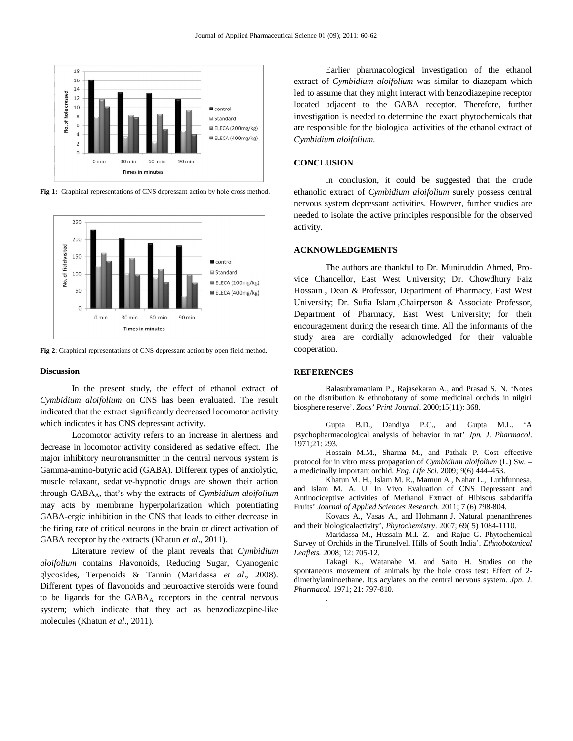18
16
14
12
10
8
6
4
2
0

No. of hole crossed

0 min
30 min
60 min
90 min

Times in minutes

control
Standard
ELECA (200mg/kg)
ELECA (400mg/kg)

**Fig 1:** Graphical representations of CNS depressant action by hole cross method.

250
200
150
100
50
0

No. of field visited

0 min
30 min
60 min
90 min

Times in minutes

control
Standard
ELECA (200mg/kg)
ELECA (400mg/kg)

**Fig 2**: Graphical representations of CNS depressant action by open field method.

### Discussion

In the present study, the effect of ethanol extract of *Cymbidium aloifolium* on CNS has been evaluated. The result indicated that the extract significantly decreased locomotor activity which indicates it has CNS depressant activity.

Locomotor activity refers to an increase in alertness and decrease in locomotor activity considered as sedative effect. The major inhibitory neurotransmitter in the central nervous system is Gamma-amino-butyric acid (GABA). Different types of anxiolytic, muscle relaxant, sedative-hypnotic drugs are shown their action through $GABA_A$, that's why the extracts of *Cymbidium aloifolium* may acts by membrane hyperpolarization which potentiating GABA-ergic inhibition in the CNS that leads to either decrease in the firing rate of critical neurons in the brain or direct activation of GABA receptor by the extracts (Khatun *et al*., 2011).

Literature review of the plant reveals that *Cymbidium aloifolium* contains Flavonoids, Reducing Sugar, Cyanogenic glycosides, Terpenoids & Tannin (Maridassa *et al*., 2008). Different types of flavonoids and neuroactive steroids were found to be ligands for the $GABA_A$ receptors in the central nervous system; which indicate that they act as benzodiazepine-like molecules (Khatun *et al*., 2011).

Earlier pharmacological investigation of the ethanol extract of *Cymbidium aloifolium* was similar to diazepam which led to assume that they might interact with benzodiazepine receptor located adjacent to the GABA receptor. Therefore, further investigation is needed to determine the exact phytochemicals that are responsible for the biological activities of the ethanol extract of *Cymbidium aloifolium*.

### CONCLUSION

In conclusion, it could be suggested that the crude ethanolic extract of *Cymbidium aloifolium* surely possess central nervous system depressant activities. However, further studies are needed to isolate the active principles responsible for the observed activity.

### ACKNOWLEDGEMENTS

The authors are thankful to Dr. Muniruddin Ahmed, Pro-vice Chancellor, East West University; Dr. Chowdhury Faiz Hossain , Dean & Professor, Department of Pharmacy, East West University; Dr. Sufia Islam ,Chairperson & Associate Professor, Department of Pharmacy, East West University; for their encouragement during the research time. All the informants of the study area are cordially acknowledged for their valuable cooperation.

### REFERENCES

Balasubramaniam P., Rajasekaran A., and Prasad S. N. 'Notes on the distribution & ethnobotany of some medicinal orchids in nilgiri biosphere reserve'. *Zoos' Print Journal*. 2000;15(11): 368.

Gupta B.D., Dandiya P.C., and Gupta M.L. 'A psychopharmacological analysis of behavior in rat' *Jpn. J. Pharmacol*. 1971;21: 293.

Hossain M.M., Sharma M., and Pathak P. Cost effective protocol for in vitro mass propagation of *Cymbidium aloifolium* (L.) Sw. – a medicinally important orchid. *Eng. Life Sci.* 2009; 9(6) 444–453.

Khatun M. H., Islam M. R., Mamun A., Nahar L., Luthfunnesa, and Islam M. A. U. In Vivo Evaluation of CNS Depressant and Antinociceptive activities of Methanol Extract of Hibiscus sabdariffa Fruits' *Journal of Applied Sciences Research.* 2011; 7 (6) 798-804.

Kovacs A., Vasas A., and Hohmann J. Natural phenanthrenes and their biologicalactivity', *Phytochemistry*. 2007; 69( 5) 1084-1110.

Maridassa M., Hussain M.I. Z. and Rajuc G. Phytochemical Survey of Orchids in the Tirunelveli Hills of South India'. *Ethnobotanical Leaflets.* 2008; 12: 705-12.

Takagi K., Watanabe M. and Saito H. Studies on the spontaneous movement of animals by the hole cross test: Effect of 2-dimethylaminoethane. It;s acylates on the central nervous system. *Jpn. J. Pharmacol.* 1971; 21: 797-810.